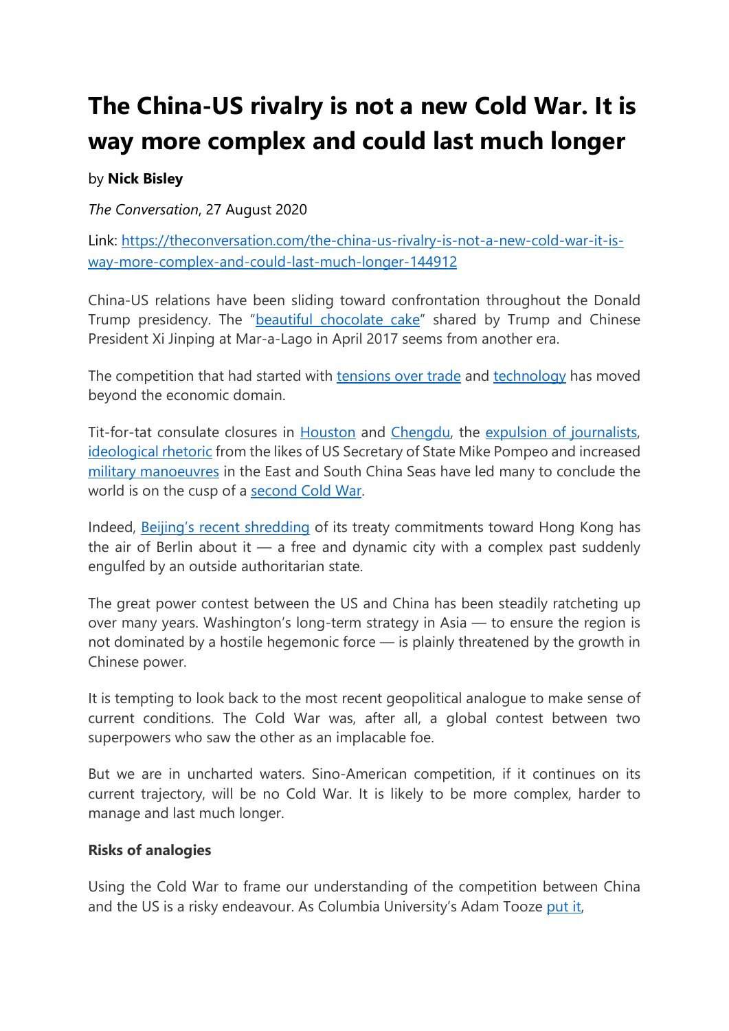# The China-US rivalry is not a new Cold War. It is way more complex and could last much longer

by **Nick Bisley**

*The Conversation*, 27 August 2020

Link: https://theconversation.com/the-china-us-rivalry-is-not-a-new-cold-war-it-is-way-more-complex-and-could-last-much-longer-144912

China-US relations have been sliding toward confrontation throughout the Donald Trump presidency. The "beautiful chocolate cake" shared by Trump and Chinese President Xi Jinping at Mar-a-Lago in April 2017 seems from another era.

The competition that had started with tensions over trade and technology has moved beyond the economic domain.

Tit-for-tat consulate closures in Houston and Chengdu, the expulsion of journalists, ideological rhetoric from the likes of US Secretary of State Mike Pompeo and increased military manoeuvres in the East and South China Seas have led many to conclude the world is on the cusp of a second Cold War.

Indeed, Beijing's recent shredding of its treaty commitments toward Hong Kong has the air of Berlin about it — a free and dynamic city with a complex past suddenly engulfed by an outside authoritarian state.

The great power contest between the US and China has been steadily ratcheting up over many years. Washington's long-term strategy in Asia — to ensure the region is not dominated by a hostile hegemonic force — is plainly threatened by the growth in Chinese power.

It is tempting to look back to the most recent geopolitical analogue to make sense of current conditions. The Cold War was, after all, a global contest between two superpowers who saw the other as an implacable foe.

But we are in uncharted waters. Sino-American competition, if it continues on its current trajectory, will be no Cold War. It is likely to be more complex, harder to manage and last much longer.

**Risks of analogies**

Using the Cold War to frame our understanding of the competition between China and the US is a risky endeavour. As Columbia University's Adam Tooze put it,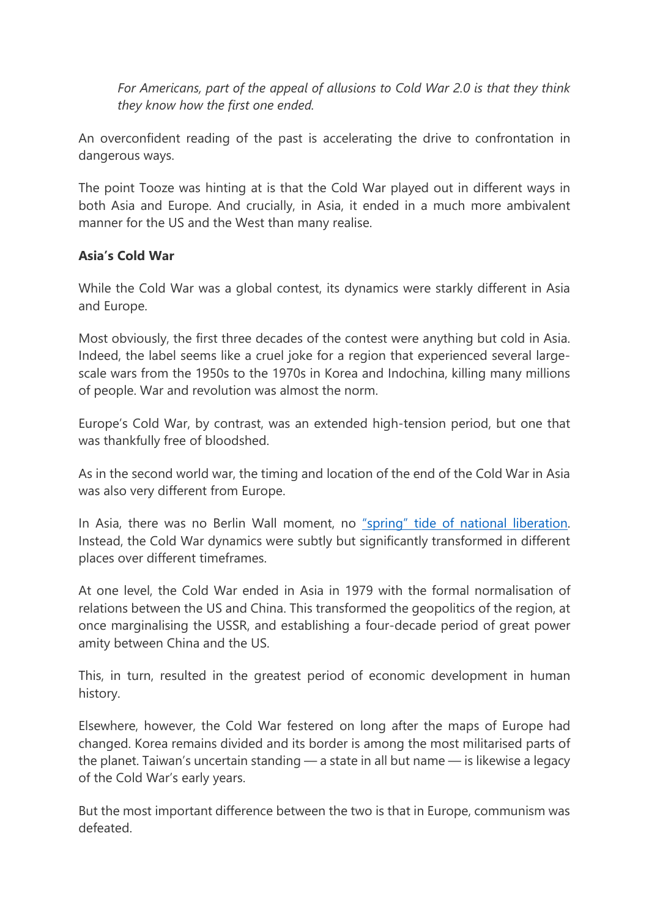> *For Americans, part of the appeal of allusions to Cold War 2.0 is that they think they know how the first one ended.*

An overconfident reading of the past is accelerating the drive to confrontation in dangerous ways.

The point Tooze was hinting at is that the Cold War played out in different ways in both Asia and Europe. And crucially, in Asia, it ended in a much more ambivalent manner for the US and the West than many realise.

**Asia's Cold War**

While the Cold War was a global contest, its dynamics were starkly different in Asia and Europe.

Most obviously, the first three decades of the contest were anything but cold in Asia. Indeed, the label seems like a cruel joke for a region that experienced several large-scale wars from the 1950s to the 1970s in Korea and Indochina, killing many millions of people. War and revolution was almost the norm.

Europe's Cold War, by contrast, was an extended high-tension period, but one that was thankfully free of bloodshed.

As in the second world war, the timing and location of the end of the Cold War in Asia was also very different from Europe.

In Asia, there was no Berlin Wall moment, no "spring" tide of national liberation. Instead, the Cold War dynamics were subtly but significantly transformed in different places over different timeframes.

At one level, the Cold War ended in Asia in 1979 with the formal normalisation of relations between the US and China. This transformed the geopolitics of the region, at once marginalising the USSR, and establishing a four-decade period of great power amity between China and the US.

This, in turn, resulted in the greatest period of economic development in human history.

Elsewhere, however, the Cold War festered on long after the maps of Europe had changed. Korea remains divided and its border is among the most militarised parts of the planet. Taiwan's uncertain standing — a state in all but name — is likewise a legacy of the Cold War's early years.

But the most important difference between the two is that in Europe, communism was defeated.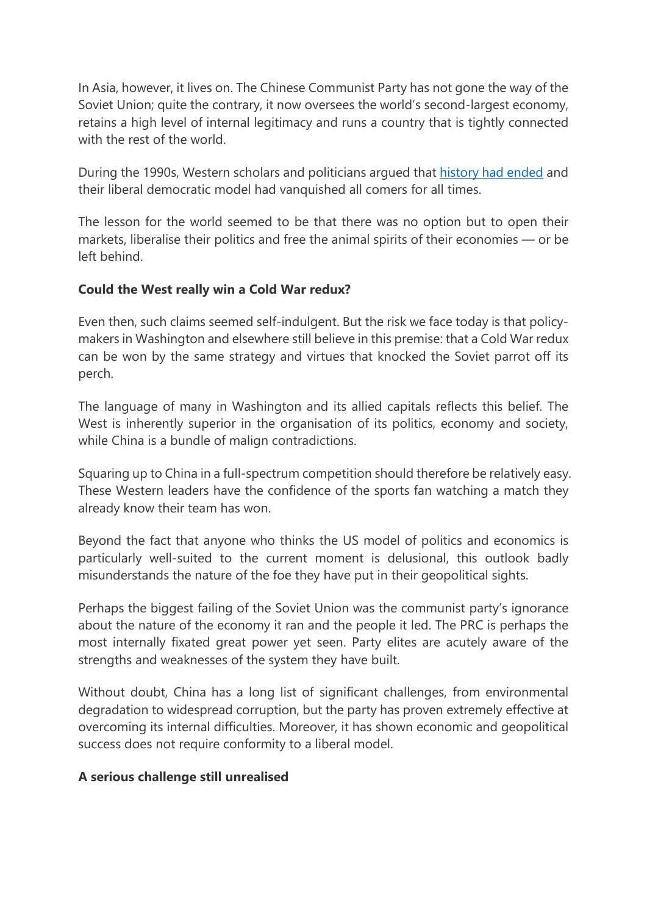In Asia, however, it lives on. The Chinese Communist Party has not gone the way of the Soviet Union; quite the contrary, it now oversees the world's second-largest economy, retains a high level of internal legitimacy and runs a country that is tightly connected with the rest of the world.

During the 1990s, Western scholars and politicians argued that [history had ended] and their liberal democratic model had vanquished all comers for all times.

The lesson for the world seemed to be that there was no option but to open their markets, liberalise their politics and free the animal spirits of their economies — or be left behind.

### Could the West really win a Cold War redux?

Even then, such claims seemed self-indulgent. But the risk we face today is that policy-makers in Washington and elsewhere still believe in this premise: that a Cold War redux can be won by the same strategy and virtues that knocked the Soviet parrot off its perch.

The language of many in Washington and its allied capitals reflects this belief. The West is inherently superior in the organisation of its politics, economy and society, while China is a bundle of malign contradictions.

Squaring up to China in a full-spectrum competition should therefore be relatively easy. These Western leaders have the confidence of the sports fan watching a match they already know their team has won.

Beyond the fact that anyone who thinks the US model of politics and economics is particularly well-suited to the current moment is delusional, this outlook badly misunderstands the nature of the foe they have put in their geopolitical sights.

Perhaps the biggest failing of the Soviet Union was the communist party's ignorance about the nature of the economy it ran and the people it led. The PRC is perhaps the most internally fixated great power yet seen. Party elites are acutely aware of the strengths and weaknesses of the system they have built.

Without doubt, China has a long list of significant challenges, from environmental degradation to widespread corruption, but the party has proven extremely effective at overcoming its internal difficulties. Moreover, it has shown economic and geopolitical success does not require conformity to a liberal model.

### A serious challenge still unrealised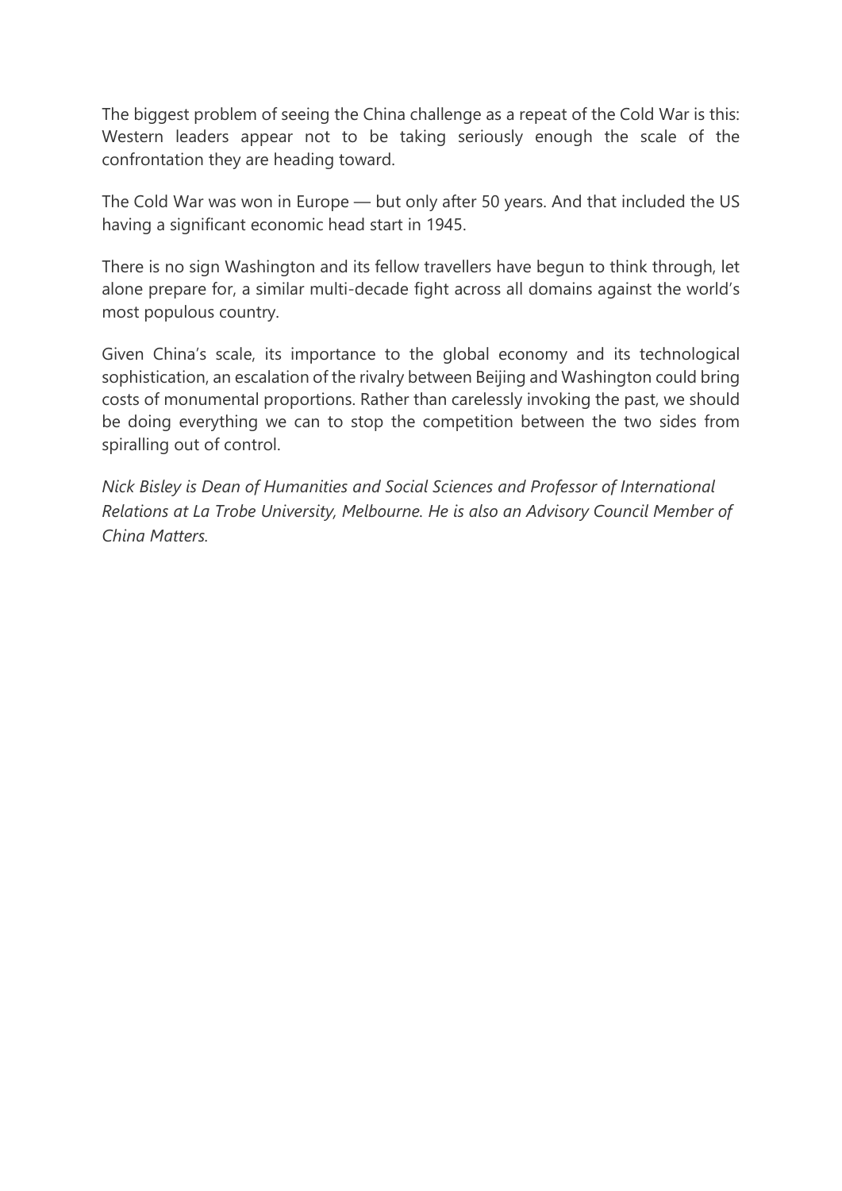The biggest problem of seeing the China challenge as a repeat of the Cold War is this: Western leaders appear not to be taking seriously enough the scale of the confrontation they are heading toward.

The Cold War was won in Europe — but only after 50 years. And that included the US having a significant economic head start in 1945.

There is no sign Washington and its fellow travellers have begun to think through, let alone prepare for, a similar multi-decade fight across all domains against the world's most populous country.

Given China's scale, its importance to the global economy and its technological sophistication, an escalation of the rivalry between Beijing and Washington could bring costs of monumental proportions. Rather than carelessly invoking the past, we should be doing everything we can to stop the competition between the two sides from spiralling out of control.

*Nick Bisley is Dean of Humanities and Social Sciences and Professor of International Relations at La Trobe University, Melbourne. He is also an Advisory Council Member of China Matters.*